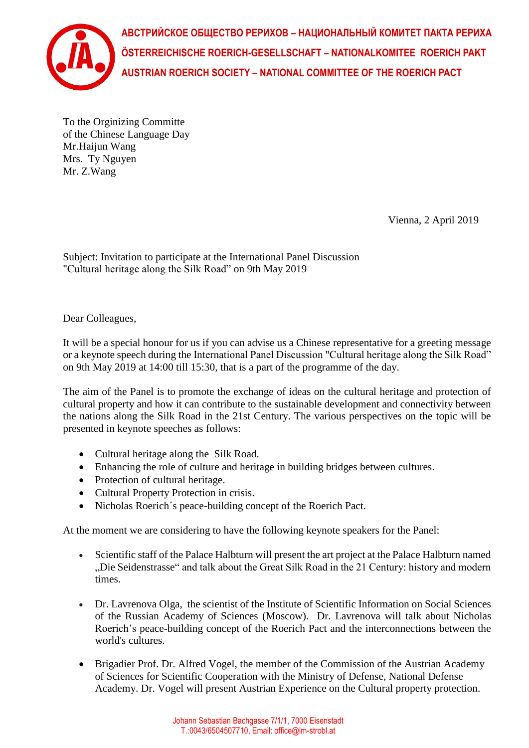**АВСТРИЙСКОЕ ОБЩЕСТВО РЕРИХОВ – НАЦИОНАЛЬНЫЙ КОМИТЕТ ПАКТА РЕРИХА**
**ÖSTERREICHISCHE ROERICH-GESELLSCHAFT – NATIONALKOMITEE ROERICH PAKT**
**AUSTRIAN ROERICH SOCIETY – NATIONAL COMMITTEE OF THE ROERICH PACT**

To the Orginizing Committe
of the Chinese Language Day
Mr.Haijun Wang
Mrs. Ty Nguyen
Mr. Z.Wang

Vienna, 2 April 2019

Subject: Invitation to participate at the International Panel Discussion "Cultural heritage along the Silk Road" on 9th May 2019

Dear Colleagues,

It will be a special honour for us if you can advise us a Chinese representative for a greeting message or a keynote speech during the International Panel Discussion "Cultural heritage along the Silk Road" on 9th May 2019 at 14:00 till 15:30, that is a part of the programme of the day.

The aim of the Panel is to promote the exchange of ideas on the cultural heritage and protection of cultural property and how it can contribute to the sustainable development and connectivity between the nations along the Silk Road in the 21st Century. The various perspectives on the topic will be presented in keynote speeches as follows:

- Cultural heritage along the Silk Road.
- Enhancing the role of culture and heritage in building bridges between cultures.
- Protection of cultural heritage.
- Cultural Property Protection in crisis.
- Nicholas Roerich´s peace-building concept of the Roerich Pact.

At the moment we are considering to have the following keynote speakers for the Panel:

- Scientific staff of the Palace Halbturn will present the art project at the Palace Halbturn named „Die Seidenstrasse“ and talk about the Great Silk Road in the 21 Century: history and modern times.

- Dr. Lavrenova Olga, the scientist of the Institute of Scientific Information on Social Sciences of the Russian Academy of Sciences (Moscow). Dr. Lavrenova will talk about Nicholas Roerich's peace-building concept of the Roerich Pact and the interconnections between the world's cultures.

- Brigadier Prof. Dr. Alfred Vogel, the member of the Commission of the Austrian Academy of Sciences for Scientific Cooperation with the Ministry of Defense, National Defense Academy. Dr. Vogel will present Austrian Experience on the Cultural property protection.

Johann Sebastian Bachgasse 7/1/1, 7000 Eisenstadt
T.:0043/6504507710, Email: office@lm-strobl.at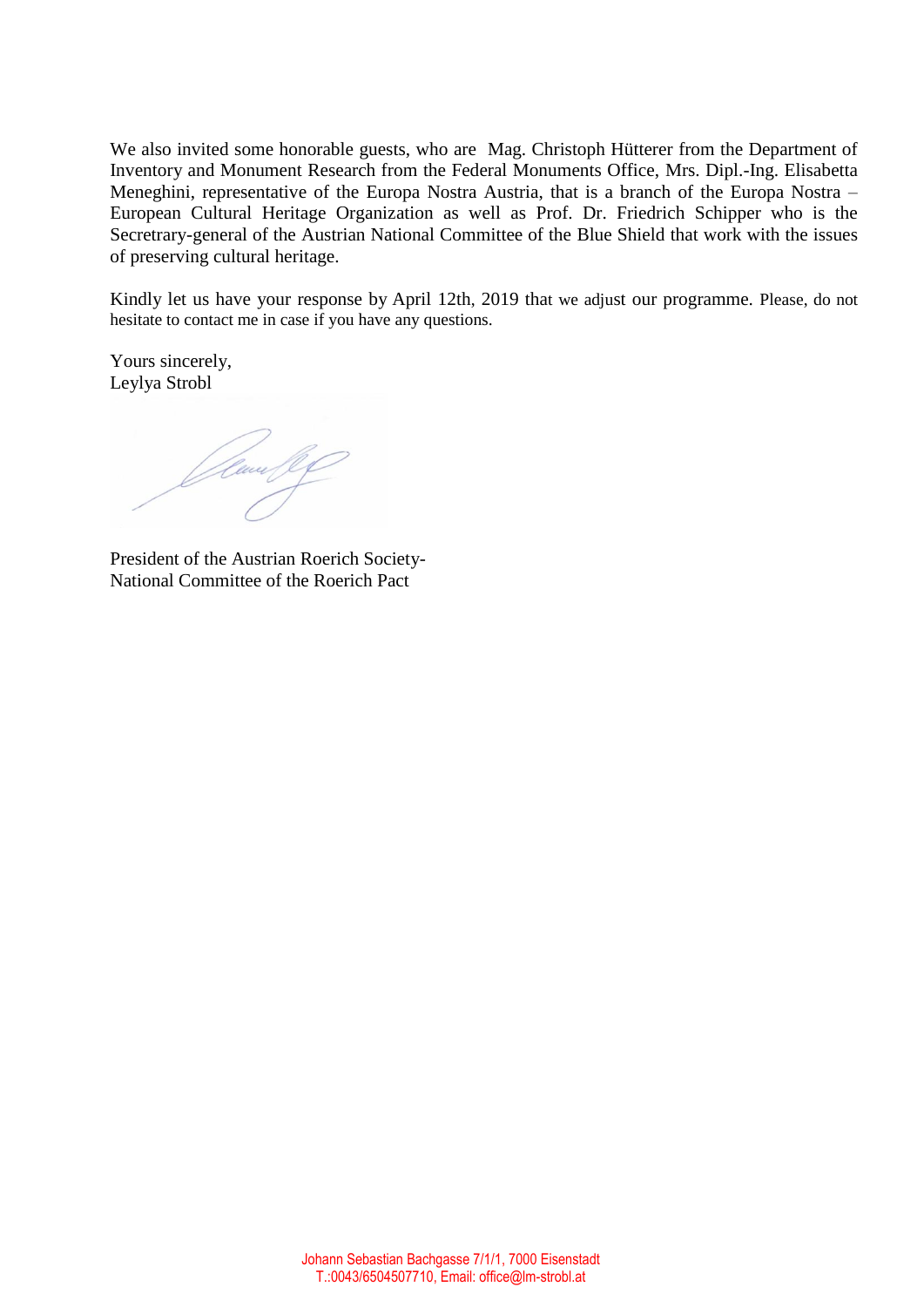We also invited some honorable guests, who are Mag. Christoph Hütterer from the Department of Inventory and Monument Research from the Federal Monuments Office, Mrs. Dipl.-Ing. Elisabetta Meneghini, representative of the Europa Nostra Austria, that is a branch of the Europa Nostra – European Cultural Heritage Organization as well as Prof. Dr. Friedrich Schipper who is the Secretrary-general of the Austrian National Committee of the Blue Shield that work with the issues of preserving cultural heritage.

Kindly let us have your response by April 12th, 2019 that we adjust our programme. Please, do not hesitate to contact me in case if you have any questions.

Yours sincerely,
Leylya Strobl

President of the Austrian Roerich Society-
National Committee of the Roerich Pact

Johann Sebastian Bachgasse 7/1/1, 7000 Eisenstadt
T.:0043/6504507710, Email: office@lm-strobl.at